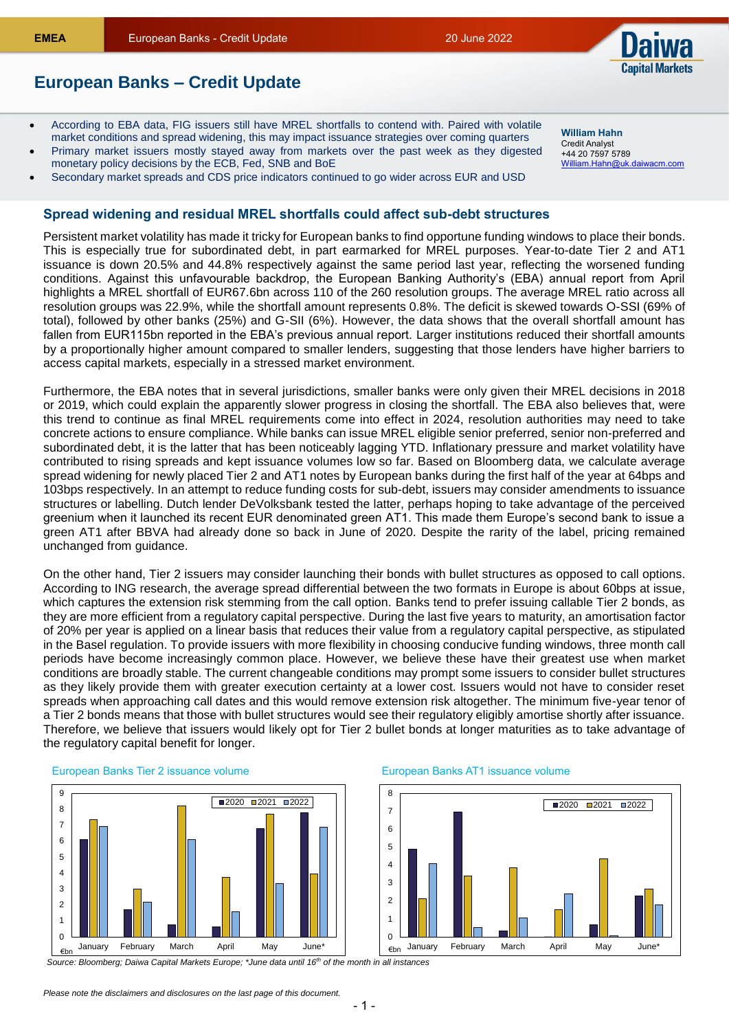# European Banks – Credit Update

- According to EBA data, FIG issuers still have MREL shortfalls to contend with. Paired with volatile market conditions and spread widening, this may impact issuance strategies over coming quarters
- Primary market issuers mostly stayed away from markets over the past week as they digested monetary policy decisions by the ECB, Fed, SNB and BoE
- Secondary market spreads and CDS price indicators continued to go wider across EUR and USD

**William Hahn**
Credit Analyst
+44 20 7597 5789
William.Hahn@uk.daiwacm.com

## Spread widening and residual MREL shortfalls could affect sub-debt structures

Persistent market volatility has made it tricky for European banks to find opportune funding windows to place their bonds. This is especially true for subordinated debt, in part earmarked for MREL purposes. Year-to-date Tier 2 and AT1 issuance is down 20.5% and 44.8% respectively against the same period last year, reflecting the worsened funding conditions. Against this unfavourable backdrop, the European Banking Authority's (EBA) annual report from April highlights a MREL shortfall of EUR67.6bn across 110 of the 260 resolution groups. The average MREL ratio across all resolution groups was 22.9%, while the shortfall amount represents 0.8%. The deficit is skewed towards O-SSI (69% of total), followed by other banks (25%) and G-SII (6%). However, the data shows that the overall shortfall amount has fallen from EUR115bn reported in the EBA's previous annual report. Larger institutions reduced their shortfall amounts by a proportionally higher amount compared to smaller lenders, suggesting that those lenders have higher barriers to access capital markets, especially in a stressed market environment.

Furthermore, the EBA notes that in several jurisdictions, smaller banks were only given their MREL decisions in 2018 or 2019, which could explain the apparently slower progress in closing the shortfall. The EBA also believes that, were this trend to continue as final MREL requirements come into effect in 2024, resolution authorities may need to take concrete actions to ensure compliance. While banks can issue MREL eligible senior preferred, senior non-preferred and subordinated debt, it is the latter that has been noticeably lagging YTD. Inflationary pressure and market volatility have contributed to rising spreads and kept issuance volumes low so far. Based on Bloomberg data, we calculate average spread widening for newly placed Tier 2 and AT1 notes by European banks during the first half of the year at 64bps and 103bps respectively. In an attempt to reduce funding costs for sub-debt, issuers may consider amendments to issuance structures or labelling. Dutch lender DeVolksbank tested the latter, perhaps hoping to take advantage of the perceived greenium when it launched its recent EUR denominated green AT1. This made them Europe's second bank to issue a green AT1 after BBVA had already done so back in June of 2020. Despite the rarity of the label, pricing remained unchanged from guidance.

On the other hand, Tier 2 issuers may consider launching their bonds with bullet structures as opposed to call options. According to ING research, the average spread differential between the two formats in Europe is about 60bps at issue, which captures the extension risk stemming from the call option. Banks tend to prefer issuing callable Tier 2 bonds, as they are more efficient from a regulatory capital perspective. During the last five years to maturity, an amortisation factor of 20% per year is applied on a linear basis that reduces their value from a regulatory capital perspective, as stipulated in the Basel regulation. To provide issuers with more flexibility in choosing conducive funding windows, three month call periods have become increasingly common place. However, we believe these have their greatest use when market conditions are broadly stable. The current changeable conditions may prompt some issuers to consider bullet structures as they likely provide them with greater execution certainty at a lower cost. Issuers would not have to consider reset spreads when approaching call dates and this would remove extension risk altogether. The minimum five-year tenor of a Tier 2 bonds means that those with bullet structures would see their regulatory eligibly amortise shortly after issuance. Therefore, we believe that issuers would likely opt for Tier 2 bullet bonds at longer maturities as to take advantage of the regulatory capital benefit for longer.

European Banks Tier 2 issuance volume

€bn
0 1 2 3 4 5 6 7 8 9
2020 2021 2022
January February March April May June*

European Banks AT1 issuance volume

€bn
0 1 2 3 4 5 6 7 8
2020 2021 2022
January February March April May June*

*Source: Bloomberg; Daiwa Capital Markets Europe; \*June data until 16th of the month in all instances*

*Please note the disclaimers and disclosures on the last page of this document.*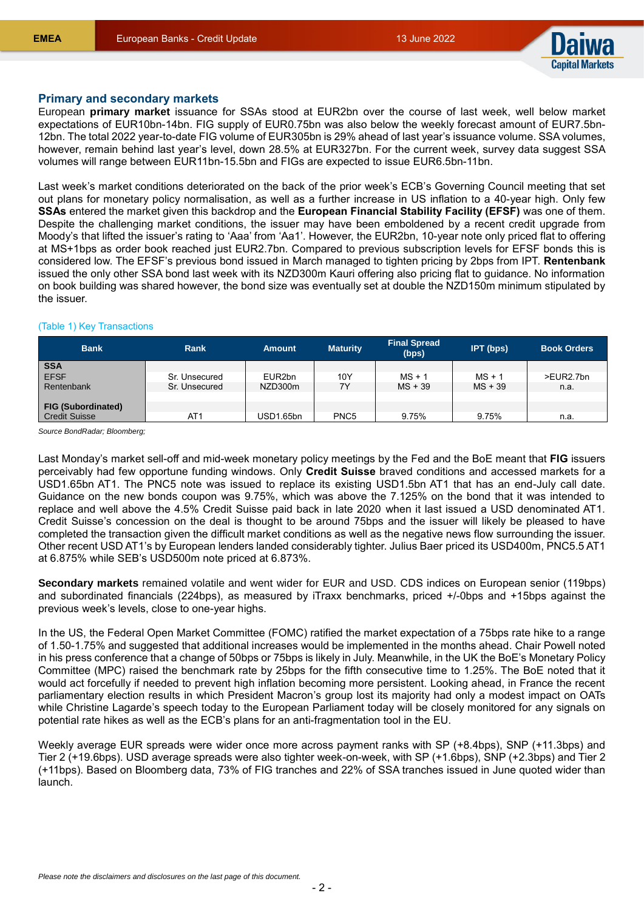## Primary and secondary markets

European **primary market** issuance for SSAs stood at EUR2bn over the course of last week, well below market expectations of EUR10bn-14bn. FIG supply of EUR0.75bn was also below the weekly forecast amount of EUR7.5bn-12bn. The total 2022 year-to-date FIG volume of EUR305bn is 29% ahead of last year's issuance volume. SSA volumes, however, remain behind last year's level, down 28.5% at EUR327bn. For the current week, survey data suggest SSA volumes will range between EUR11bn-15.5bn and FIGs are expected to issue EUR6.5bn-11bn.

Last week's market conditions deteriorated on the back of the prior week's ECB's Governing Council meeting that set out plans for monetary policy normalisation, as well as a further increase in US inflation to a 40-year high. Only few **SSAs** entered the market given this backdrop and the **European Financial Stability Facility (EFSF)** was one of them. Despite the challenging market conditions, the issuer may have been emboldened by a recent credit upgrade from Moody's that lifted the issuer's rating to 'Aaa' from 'Aa1'. However, the EUR2bn, 10-year note only priced flat to offering at MS+1bps as order book reached just EUR2.7bn. Compared to previous subscription levels for EFSF bonds this is considered low. The EFSF's previous bond issued in March managed to tighten pricing by 2bps from IPT. **Rentenbank** issued the only other SSA bond last week with its NZD300m Kauri offering also pricing flat to guidance. No information on book building was shared however, the bond size was eventually set at double the NZD150m minimum stipulated by the issuer.

(Table 1) Key Transactions

| Bank | Rank | Amount | Maturity | Final Spread (bps) | IPT (bps) | Book Orders |
|---|---|---|---|---|---|---|
| **SSA** | | | | | | |
| EFSF | Sr. Unsecured | EUR2bn | 10Y | MS + 1 | MS + 1 | >EUR2.7bn |
| Rentenbank | Sr. Unsecured | NZD300m | 7Y | MS + 39 | MS + 39 | n.a. |
| **FIG (Subordinated)** | | | | | | |
| Credit Suisse | AT1 | USD1.65bn | PNC5 | 9.75% | 9.75% | n.a. |

*Source BondRadar; Bloomberg;*

Last Monday's market sell-off and mid-week monetary policy meetings by the Fed and the BoE meant that **FIG** issuers perceivably had few opportune funding windows. Only **Credit Suisse** braved conditions and accessed markets for a USD1.65bn AT1. The PNC5 note was issued to replace its existing USD1.5bn AT1 that has an end-July call date. Guidance on the new bonds coupon was 9.75%, which was above the 7.125% on the bond that it was intended to replace and well above the 4.5% Credit Suisse paid back in late 2020 when it last issued a USD denominated AT1. Credit Suisse's concession on the deal is thought to be around 75bps and the issuer will likely be pleased to have completed the transaction given the difficult market conditions as well as the negative news flow surrounding the issuer. Other recent USD AT1's by European lenders landed considerably tighter. Julius Baer priced its USD400m, PNC5.5 AT1 at 6.875% while SEB's USD500m note priced at 6.873%.

**Secondary markets** remained volatile and went wider for EUR and USD. CDS indices on European senior (119bps) and subordinated financials (224bps), as measured by iTraxx benchmarks, priced +/-0bps and +15bps against the previous week's levels, close to one-year highs.

In the US, the Federal Open Market Committee (FOMC) ratified the market expectation of a 75bps rate hike to a range of 1.50-1.75% and suggested that additional increases would be implemented in the months ahead. Chair Powell noted in his press conference that a change of 50bps or 75bps is likely in July. Meanwhile, in the UK the BoE's Monetary Policy Committee (MPC) raised the benchmark rate by 25bps for the fifth consecutive time to 1.25%. The BoE noted that it would act forcefully if needed to prevent high inflation becoming more persistent. Looking ahead, in France the recent parliamentary election results in which President Macron's group lost its majority had only a modest impact on OATs while Christine Lagarde's speech today to the European Parliament today will be closely monitored for any signals on potential rate hikes as well as the ECB's plans for an anti-fragmentation tool in the EU.

Weekly average EUR spreads were wider once more across payment ranks with SP (+8.4bps), SNP (+11.3bps) and Tier 2 (+19.6bps). USD average spreads were also tighter week-on-week, with SP (+1.6bps), SNP (+2.3bps) and Tier 2 (+11bps). Based on Bloomberg data, 73% of FIG tranches and 22% of SSA tranches issued in June quoted wider than launch.

*Please note the disclaimers and disclosures on the last page of this document.*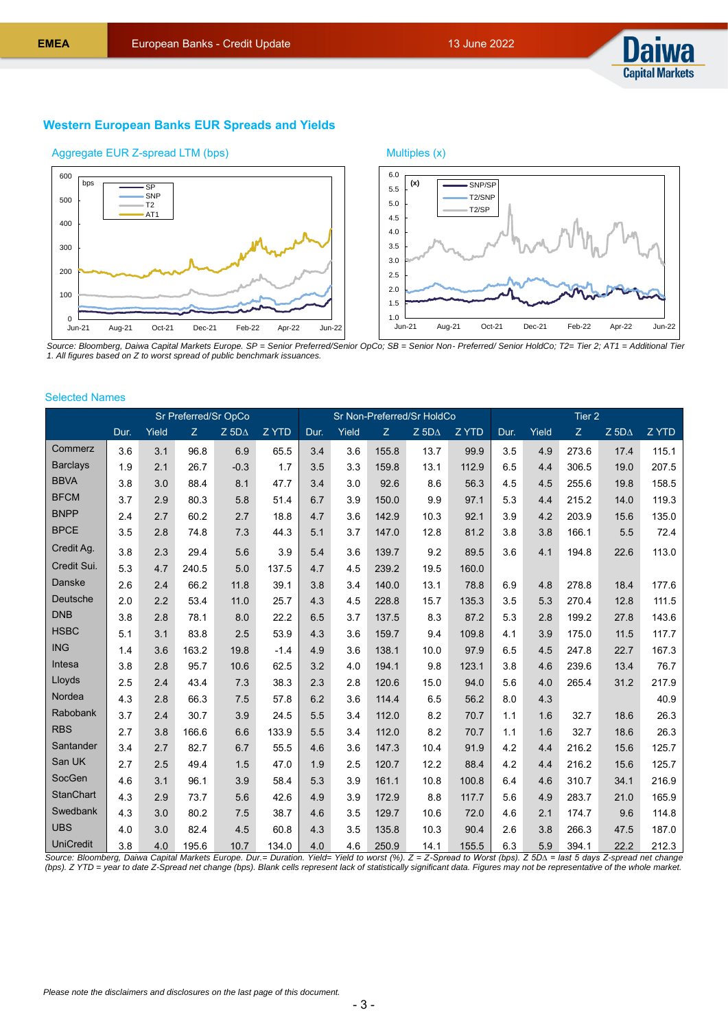## Western European Banks EUR Spreads and Yields

Aggregate EUR Z-spread LTM (bps)

bps
SP
SNP
T2
AT1

600
500
400
300
200
100
0

Jun-21 Aug-21 Oct-21 Dec-21 Feb-22 Apr-22 Jun-22

Multiples (x)

(x)
SNP/SP
T2/SNP
T2/SP

6.0
5.5
5.0
4.5
4.0
3.5
3.0
2.5
2.0
1.5
1.0

Jun-21 Aug-21 Oct-21 Dec-21 Feb-22 Apr-22 Jun-22

*Source: Bloomberg, Daiwa Capital Markets Europe. SP = Senior Preferred/Senior OpCo; SB = Senior Non- Preferred/ Senior HoldCo; T2= Tier 2; AT1 = Additional Tier 1. All figures based on Z to worst spread of public benchmark issuances.*

### Selected Names

| | Sr Preferred/Sr OpCo | | | | | Sr Non-Preferred/Sr HoldCo | | | | | Tier 2 | | | | |
|---|---|---|---|---|---|---|---|---|---|---|---|---|---|---|---|
| | Dur. | Yield | Z | Z 5DΔ | Z YTD | Dur. | Yield | Z | Z 5DΔ | Z YTD | Dur. | Yield | Z | Z 5DΔ | Z YTD |
| Commerz | 3.6 | 3.1 | 96.8 | 6.9 | 65.5 | 3.4 | 3.6 | 155.8 | 13.7 | 99.9 | 3.5 | 4.9 | 273.6 | 17.4 | 115.1 |
| Barclays | 1.9 | 2.1 | 26.7 | -0.3 | 1.7 | 3.5 | 3.3 | 159.8 | 13.1 | 112.9 | 6.5 | 4.4 | 306.5 | 19.0 | 207.5 |
| BBVA | 3.8 | 3.0 | 88.4 | 8.1 | 47.7 | 3.4 | 3.0 | 92.6 | 8.6 | 56.3 | 4.5 | 4.5 | 255.6 | 19.8 | 158.5 |
| BFCM | 3.7 | 2.9 | 80.3 | 5.8 | 51.4 | 6.7 | 3.9 | 150.0 | 9.9 | 97.1 | 5.3 | 4.4 | 215.2 | 14.0 | 119.3 |
| BNPP | 2.4 | 2.7 | 60.2 | 2.7 | 18.8 | 4.7 | 3.6 | 142.9 | 10.3 | 92.1 | 3.9 | 4.2 | 203.9 | 15.6 | 135.0 |
| BPCE | 3.5 | 2.8 | 74.8 | 7.3 | 44.3 | 5.1 | 3.7 | 147.0 | 12.8 | 81.2 | 3.8 | 3.8 | 166.1 | 5.5 | 72.4 |
| Credit Ag. | 3.8 | 2.3 | 29.4 | 5.6 | 3.9 | 5.4 | 3.6 | 139.7 | 9.2 | 89.5 | 3.6 | 4.1 | 194.8 | 22.6 | 113.0 |
| Credit Sui. | 5.3 | 4.7 | 240.5 | 5.0 | 137.5 | 4.7 | 4.5 | 239.2 | 19.5 | 160.0 | | | | | |
| Danske | 2.6 | 2.4 | 66.2 | 11.8 | 39.1 | 3.8 | 3.4 | 140.0 | 13.1 | 78.8 | 6.9 | 4.8 | 278.8 | 18.4 | 177.6 |
| Deutsche | 2.0 | 2.2 | 53.4 | 11.0 | 25.7 | 4.3 | 4.5 | 228.8 | 15.7 | 135.3 | 3.5 | 5.3 | 270.4 | 12.8 | 111.5 |
| DNB | 3.8 | 2.8 | 78.1 | 8.0 | 22.2 | 6.5 | 3.7 | 137.5 | 8.3 | 87.2 | 5.3 | 2.8 | 199.2 | 27.8 | 143.6 |
| HSBC | 5.1 | 3.1 | 83.8 | 2.5 | 53.9 | 4.3 | 3.6 | 159.7 | 9.4 | 109.8 | 4.1 | 3.9 | 175.0 | 11.5 | 117.7 |
| ING | 1.4 | 3.6 | 163.2 | 19.8 | -1.4 | 4.9 | 3.6 | 138.1 | 10.0 | 97.9 | 6.5 | 4.5 | 247.8 | 22.7 | 167.3 |
| Intesa | 3.8 | 2.8 | 95.7 | 10.6 | 62.5 | 3.2 | 4.0 | 194.1 | 9.8 | 123.1 | 3.8 | 4.6 | 239.6 | 13.4 | 76.7 |
| Lloyds | 2.5 | 2.4 | 43.4 | 7.3 | 38.3 | 2.3 | 2.8 | 120.6 | 15.0 | 94.0 | 5.6 | 4.0 | 265.4 | 31.2 | 217.9 |
| Nordea | 4.3 | 2.8 | 66.3 | 7.5 | 57.8 | 6.2 | 3.6 | 114.4 | 6.5 | 56.2 | 8.0 | 4.3 | | | 40.9 |
| Rabobank | 3.7 | 2.4 | 30.7 | 3.9 | 24.5 | 5.5 | 3.4 | 112.0 | 8.2 | 70.7 | 1.1 | 1.6 | 32.7 | 18.6 | 26.3 |
| RBS | 2.7 | 3.8 | 166.6 | 6.6 | 133.9 | 5.5 | 3.4 | 112.0 | 8.2 | 70.7 | 1.1 | 1.6 | 32.7 | 18.6 | 26.3 |
| Santander | 3.4 | 2.7 | 82.7 | 6.7 | 55.5 | 4.6 | 3.6 | 147.3 | 10.4 | 91.9 | 4.2 | 4.4 | 216.2 | 15.6 | 125.7 |
| San UK | 2.7 | 2.5 | 49.4 | 1.5 | 47.0 | 1.9 | 2.5 | 120.7 | 12.2 | 88.4 | 4.2 | 4.4 | 216.2 | 15.6 | 125.7 |
| SocGen | 4.6 | 3.1 | 96.1 | 3.9 | 58.4 | 5.3 | 3.9 | 161.1 | 10.8 | 100.8 | 6.4 | 4.6 | 310.7 | 34.1 | 216.9 |
| StanChart | 4.3 | 2.9 | 73.7 | 5.6 | 42.6 | 4.9 | 3.9 | 172.9 | 8.8 | 117.7 | 5.6 | 4.9 | 283.7 | 21.0 | 165.9 |
| Swedbank | 4.3 | 3.0 | 80.2 | 7.5 | 38.7 | 4.6 | 3.5 | 129.7 | 10.6 | 72.0 | 4.6 | 2.1 | 174.7 | 9.6 | 114.8 |
| UBS | 4.0 | 3.0 | 82.4 | 4.5 | 60.8 | 4.3 | 3.5 | 135.8 | 10.3 | 90.4 | 2.6 | 3.8 | 266.3 | 47.5 | 187.0 |
| UniCredit | 3.8 | 4.0 | 195.6 | 10.7 | 134.0 | 4.0 | 4.6 | 250.9 | 14.1 | 155.5 | 6.3 | 5.9 | 394.1 | 22.2 | 212.3 |

*Source: Bloomberg, Daiwa Capital Markets Europe. Dur.= Duration. Yield= Yield to worst (%). Z = Z-Spread to Worst (bps). Z 5DΔ = last 5 days Z-spread net change (bps). Z YTD = year to date Z-Spread net change (bps). Blank cells represent lack of statistically significant data. Figures may not be representative of the whole market.*

*Please note the disclaimers and disclosures on the last page of this document.*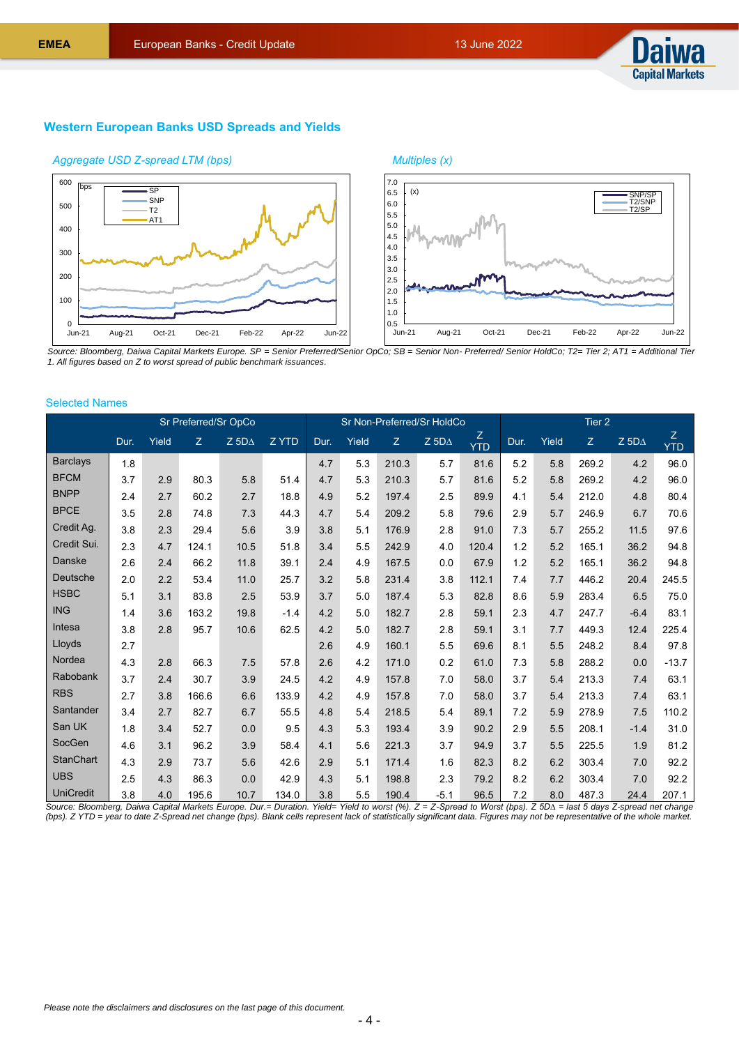## Western European Banks USD Spreads and Yields

*Aggregate USD Z-spread LTM (bps)*

bps
SP
SNP
T2
AT1
600
500
400
300
200
100
0
Jun-21 Aug-21 Oct-21 Dec-21 Feb-22 Apr-22 Jun-22

*Multiples (x)*

(x)
SNP/SP
T2/SNP
T2/SP
7.0
6.5
6.0
5.5
5.0
4.5
4.0
3.5
3.0
2.5
2.0
1.5
1.0
0.5
Jun-21 Aug-21 Oct-21 Dec-21 Feb-22 Apr-22 Jun-22

*Source: Bloomberg, Daiwa Capital Markets Europe. SP = Senior Preferred/Senior OpCo; SB = Senior Non- Preferred/ Senior HoldCo; T2= Tier 2; AT1 = Additional Tier 1. All figures based on Z to worst spread of public benchmark issuances.*

### Selected Names

| | Sr Preferred/Sr OpCo | | | | | Sr Non-Preferred/Sr HoldCo | | | | | Tier 2 | | | | |
|---|---|---|---|---|---|---|---|---|---|---|---|---|---|---|---|
| | Dur. | Yield | Z | Z 5DΔ | Z YTD | Dur. | Yield | Z | Z 5DΔ | Z YTD | Dur. | Yield | Z | Z 5DΔ | Z YTD |
| Barclays | 1.8 | | | | | 4.7 | 5.3 | 210.3 | 5.7 | 81.6 | 5.2 | 5.8 | 269.2 | 4.2 | 96.0 |
| BFCM | 3.7 | 2.9 | 80.3 | 5.8 | 51.4 | 4.7 | 5.3 | 210.3 | 5.7 | 81.6 | 5.2 | 5.8 | 269.2 | 4.2 | 96.0 |
| BNPP | 2.4 | 2.7 | 60.2 | 2.7 | 18.8 | 4.9 | 5.2 | 197.4 | 2.5 | 89.9 | 4.1 | 5.4 | 212.0 | 4.8 | 80.4 |
| BPCE | 3.5 | 2.8 | 74.8 | 7.3 | 44.3 | 4.7 | 5.4 | 209.2 | 5.8 | 79.6 | 2.9 | 5.7 | 246.9 | 6.7 | 70.6 |
| Credit Ag. | 3.8 | 2.3 | 29.4 | 5.6 | 3.9 | 3.8 | 5.1 | 176.9 | 2.8 | 91.0 | 7.3 | 5.7 | 255.2 | 11.5 | 97.6 |
| Credit Sui. | 2.3 | 4.7 | 124.1 | 10.5 | 51.8 | 3.4 | 5.5 | 242.9 | 4.0 | 120.4 | 1.2 | 5.2 | 165.1 | 36.2 | 94.8 |
| Danske | 2.6 | 2.4 | 66.2 | 11.8 | 39.1 | 2.4 | 4.9 | 167.5 | 0.0 | 67.9 | 1.2 | 5.2 | 165.1 | 36.2 | 94.8 |
| Deutsche | 2.0 | 2.2 | 53.4 | 11.0 | 25.7 | 3.2 | 5.8 | 231.4 | 3.8 | 112.1 | 7.4 | 7.7 | 446.2 | 20.4 | 245.5 |
| HSBC | 5.1 | 3.1 | 83.8 | 2.5 | 53.9 | 3.7 | 5.0 | 187.4 | 5.3 | 82.8 | 8.6 | 5.9 | 283.4 | 6.5 | 75.0 |
| ING | 1.4 | 3.6 | 163.2 | 19.8 | -1.4 | 4.2 | 5.0 | 182.7 | 2.8 | 59.1 | 2.3 | 4.7 | 247.7 | -6.4 | 83.1 |
| Intesa | 3.8 | 2.8 | 95.7 | 10.6 | 62.5 | 4.2 | 5.0 | 182.7 | 2.8 | 59.1 | 3.1 | 7.7 | 449.3 | 12.4 | 225.4 |
| Lloyds | 2.7 | | | | | 2.6 | 4.9 | 160.1 | 5.5 | 69.6 | 8.1 | 5.5 | 248.2 | 8.4 | 97.8 |
| Nordea | 4.3 | 2.8 | 66.3 | 7.5 | 57.8 | 2.6 | 4.2 | 171.0 | 0.2 | 61.0 | 7.3 | 5.8 | 288.2 | 0.0 | -13.7 |
| Rabobank | 3.7 | 2.4 | 30.7 | 3.9 | 24.5 | 4.2 | 4.9 | 157.8 | 7.0 | 58.0 | 3.7 | 5.4 | 213.3 | 7.4 | 63.1 |
| RBS | 2.7 | 3.8 | 166.6 | 6.6 | 133.9 | 4.2 | 4.9 | 157.8 | 7.0 | 58.0 | 3.7 | 5.4 | 213.3 | 7.4 | 63.1 |
| Santander | 3.4 | 2.7 | 82.7 | 6.7 | 55.5 | 4.8 | 5.4 | 218.5 | 5.4 | 89.1 | 7.2 | 5.9 | 278.9 | 7.5 | 110.2 |
| San UK | 1.8 | 3.4 | 52.7 | 0.0 | 9.5 | 4.3 | 5.3 | 193.4 | 3.9 | 90.2 | 2.9 | 5.5 | 208.1 | -1.4 | 31.0 |
| SocGen | 4.6 | 3.1 | 96.2 | 3.9 | 58.4 | 4.1 | 5.6 | 221.3 | 3.7 | 94.9 | 3.7 | 5.5 | 225.5 | 1.9 | 81.2 |
| StanChart | 4.3 | 2.9 | 73.7 | 5.6 | 42.6 | 2.9 | 5.1 | 171.4 | 1.6 | 82.3 | 8.2 | 6.2 | 303.4 | 7.0 | 92.2 |
| UBS | 2.5 | 4.3 | 86.3 | 0.0 | 42.9 | 4.3 | 5.1 | 198.8 | 2.3 | 79.2 | 8.2 | 6.2 | 303.4 | 7.0 | 92.2 |
| UniCredit | 3.8 | 4.0 | 195.6 | 10.7 | 134.0 | 3.8 | 5.5 | 190.4 | -5.1 | 96.5 | 7.2 | 8.0 | 487.3 | 24.4 | 207.1 |

*Source: Bloomberg, Daiwa Capital Markets Europe. Dur.= Duration. Yield= Yield to worst (%). Z = Z-Spread to Worst (bps). Z 5DΔ = last 5 days Z-spread net change (bps). Z YTD = year to date Z-Spread net change (bps). Blank cells represent lack of statistically significant data. Figures may not be representative of the whole market.*

*Please note the disclaimers and disclosures on the last page of this document.*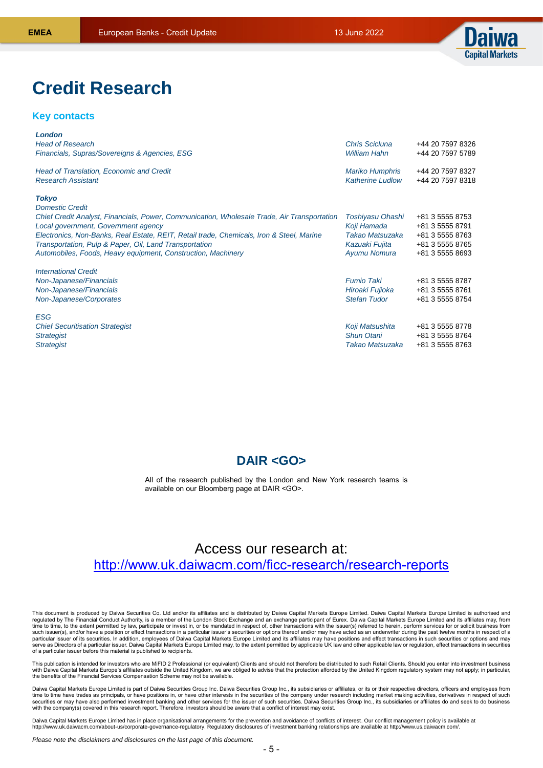# Credit Research

## Key contacts

| | | |
|---|---|---|
| ***London*** | | |
| *Head of Research* | *Chris Scicluna* | +44 20 7597 8326 |
| *Financials, Supras/Sovereigns & Agencies, ESG* | *William Hahn* | +44 20 7597 5789 |
| | | |
| *Head of Translation, Economic and Credit* | *Mariko Humphris* | +44 20 7597 8327 |
| *Research Assistant* | *Katherine Ludlow* | +44 20 7597 8318 |
| | | |
| ***Tokyo*** | | |
| *Domestic Credit* | | |
| *Chief Credit Analyst, Financials, Power, Communication, Wholesale Trade, Air Transportation* | *Toshiyasu Ohashi* | +81 3 5555 8753 |
| *Local government, Government agency* | *Koji Hamada* | +81 3 5555 8791 |
| *Electronics, Non-Banks, Real Estate, REIT, Retail trade, Chemicals, Iron & Steel, Marine* | *Takao Matsuzaka* | +81 3 5555 8763 |
| *Transportation, Pulp & Paper, Oil, Land Transportation* | *Kazuaki Fujita* | +81 3 5555 8765 |
| *Automobiles, Foods, Heavy equipment, Construction, Machinery* | *Ayumu Nomura* | +81 3 5555 8693 |
| | | |
| *International Credit* | | |
| *Non-Japanese/Financials* | *Fumio Taki* | +81 3 5555 8787 |
| *Non-Japanese/Financials* | *Hiroaki Fujioka* | +81 3 5555 8761 |
| *Non-Japanese/Corporates* | *Stefan Tudor* | +81 3 5555 8754 |
| | | |
| *ESG* | | |
| *Chief Securitisation Strategist* | *Koji Matsushita* | +81 3 5555 8778 |
| *Strategist* | *Shun Otani* | +81 3 5555 8764 |
| *Strategist* | *Takao Matsuzaka* | +81 3 5555 8763 |

## DAIR <GO>

All of the research published by the London and New York research teams is available on our Bloomberg page at DAIR <GO>.

Access our research at:
http://www.uk.daiwacm.com/ficc-research/research-reports

This document is produced by Daiwa Securities Co. Ltd and/or its affiliates and is distributed by Daiwa Capital Markets Europe Limited. Daiwa Capital Markets Europe Limited is authorised and regulated by The Financial Conduct Authority, is a member of the London Stock Exchange and an exchange participant of Eurex. Daiwa Capital Markets Europe Limited and its affiliates may, from time to time, to the extent permitted by law, participate or invest in, or be mandated in respect of, other transactions with the issuer(s) referred to herein, perform services for or solicit business from such issuer(s), and/or have a position or effect transactions in a particular issuer's securities or options thereof and/or may have acted as an underwriter during the past twelve months in respect of a particular issuer of its securities. In addition, employees of Daiwa Capital Markets Europe Limited and its affiliates may have positions and effect transactions in such securities or options and may serve as Directors of a particular issuer. Daiwa Capital Markets Europe Limited may, to the extent permitted by applicable UK law and other applicable law or regulation, effect transactions in securities of a particular issuer before this material is published to recipients.

This publication is intended for investors who are MiFID 2 Professional (or equivalent) Clients and should not therefore be distributed to such Retail Clients. Should you enter into investment business with Daiwa Capital Markets Europe's affiliates outside the United Kingdom, we are obliged to advise that the protection afforded by the United Kingdom regulatory system may not apply; in particular, the benefits of the Financial Services Compensation Scheme may not be available.

Daiwa Capital Markets Europe Limited is part of Daiwa Securities Group Inc. Daiwa Securities Group Inc., its subsidiaries or affiliates, or its or their respective directors, officers and employees from time to time have trades as principals, or have positions in, or have other interests in the securities of the company under research including market making activities, derivatives in respect of such securities or may have also performed investment banking and other services for the issuer of such securities. Daiwa Securities Group Inc., its subsidiaries or affiliates do and seek to do business with the company(s) covered in this research report. Therefore, investors should be aware that a conflict of interest may exist.

Daiwa Capital Markets Europe Limited has in place organisational arrangements for the prevention and avoidance of conflicts of interest. Our conflict management policy is available at http://www.uk.daiwacm.com/about-us/corporate-governance-regulatory. Regulatory disclosures of investment banking relationships are available at http://www.us.daiwacm.com/.

*Please note the disclaimers and disclosures on the last page of this document.*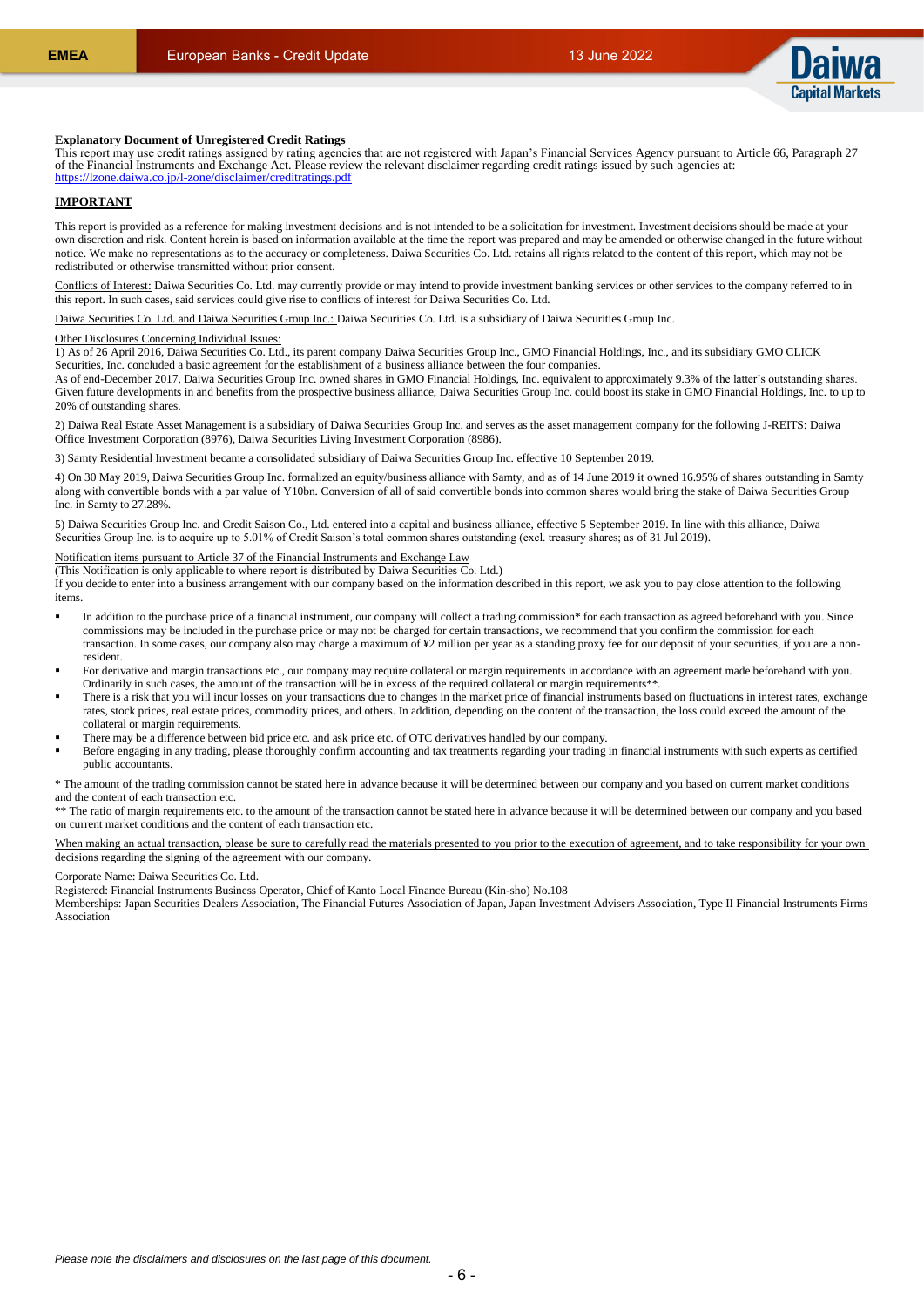**Explanatory Document of Unregistered Credit Ratings**
This report may use credit ratings assigned by rating agencies that are not registered with Japan's Financial Services Agency pursuant to Article 66, Paragraph 27 of the Financial Instruments and Exchange Act. Please review the relevant disclaimer regarding credit ratings issued by such agencies at:
https://lzone.daiwa.co.jp/l-zone/disclaimer/creditratings.pdf

**IMPORTANT**

This report is provided as a reference for making investment decisions and is not intended to be a solicitation for investment. Investment decisions should be made at your own discretion and risk. Content herein is based on information available at the time the report was prepared and may be amended or otherwise changed in the future without notice. We make no representations as to the accuracy or completeness. Daiwa Securities Co. Ltd. retains all rights related to the content of this report, which may not be redistributed or otherwise transmitted without prior consent.

Conflicts of Interest: Daiwa Securities Co. Ltd. may currently provide or may intend to provide investment banking services or other services to the company referred to in this report. In such cases, said services could give rise to conflicts of interest for Daiwa Securities Co. Ltd.

Daiwa Securities Co. Ltd. and Daiwa Securities Group Inc.: Daiwa Securities Co. Ltd. is a subsidiary of Daiwa Securities Group Inc.

Other Disclosures Concerning Individual Issues:
1) As of 26 April 2016, Daiwa Securities Co. Ltd., its parent company Daiwa Securities Group Inc., GMO Financial Holdings, Inc., and its subsidiary GMO CLICK Securities, Inc. concluded a basic agreement for the establishment of a business alliance between the four companies.
As of end-December 2017, Daiwa Securities Group Inc. owned shares in GMO Financial Holdings, Inc. equivalent to approximately 9.3% of the latter's outstanding shares. Given future developments in and benefits from the prospective business alliance, Daiwa Securities Group Inc. could boost its stake in GMO Financial Holdings, Inc. to up to 20% of outstanding shares.

2) Daiwa Real Estate Asset Management is a subsidiary of Daiwa Securities Group Inc. and serves as the asset management company for the following J-REITS: Daiwa Office Investment Corporation (8976), Daiwa Securities Living Investment Corporation (8986).

3) Samty Residential Investment became a consolidated subsidiary of Daiwa Securities Group Inc. effective 10 September 2019.

4) On 30 May 2019, Daiwa Securities Group Inc. formalized an equity/business alliance with Samty, and as of 14 June 2019 it owned 16.95% of shares outstanding in Samty along with convertible bonds with a par value of Y10bn. Conversion of all of said convertible bonds into common shares would bring the stake of Daiwa Securities Group Inc. in Samty to 27.28%.

5) Daiwa Securities Group Inc. and Credit Saison Co., Ltd. entered into a capital and business alliance, effective 5 September 2019. In line with this alliance, Daiwa Securities Group Inc. is to acquire up to 5.01% of Credit Saison's total common shares outstanding (excl. treasury shares; as of 31 Jul 2019).

Notification items pursuant to Article 37 of the Financial Instruments and Exchange Law
(This Notification is only applicable to where report is distributed by Daiwa Securities Co. Ltd.)
If you decide to enter into a business arrangement with our company based on the information described in this report, we ask you to pay close attention to the following items.

- In addition to the purchase price of a financial instrument, our company will collect a trading commission* for each transaction as agreed beforehand with you. Since commissions may be included in the purchase price or may not be charged for certain transactions, we recommend that you confirm the commission for each transaction. In some cases, our company also may charge a maximum of ¥2 million per year as a standing proxy fee for our deposit of your securities, if you are a non-resident.
- For derivative and margin transactions etc., our company may require collateral or margin requirements in accordance with an agreement made beforehand with you. Ordinarily in such cases, the amount of the transaction will be in excess of the required collateral or margin requirements**.
- There is a risk that you will incur losses on your transactions due to changes in the market price of financial instruments based on fluctuations in interest rates, exchange rates, stock prices, real estate prices, commodity prices, and others. In addition, depending on the content of the transaction, the loss could exceed the amount of the collateral or margin requirements.
- There may be a difference between bid price etc. and ask price etc. of OTC derivatives handled by our company.
- Before engaging in any trading, please thoroughly confirm accounting and tax treatments regarding your trading in financial instruments with such experts as certified public accountants.

* The amount of the trading commission cannot be stated here in advance because it will be determined between our company and you based on current market conditions and the content of each transaction etc.
** The ratio of margin requirements etc. to the amount of the transaction cannot be stated here in advance because it will be determined between our company and you based on current market conditions and the content of each transaction etc.

When making an actual transaction, please be sure to carefully read the materials presented to you prior to the execution of agreement, and to take responsibility for your own decisions regarding the signing of the agreement with our company.

Corporate Name: Daiwa Securities Co. Ltd.
Registered: Financial Instruments Business Operator, Chief of Kanto Local Finance Bureau (Kin-sho) No.108
Memberships: Japan Securities Dealers Association, The Financial Futures Association of Japan, Japan Investment Advisers Association, Type II Financial Instruments Firms Association